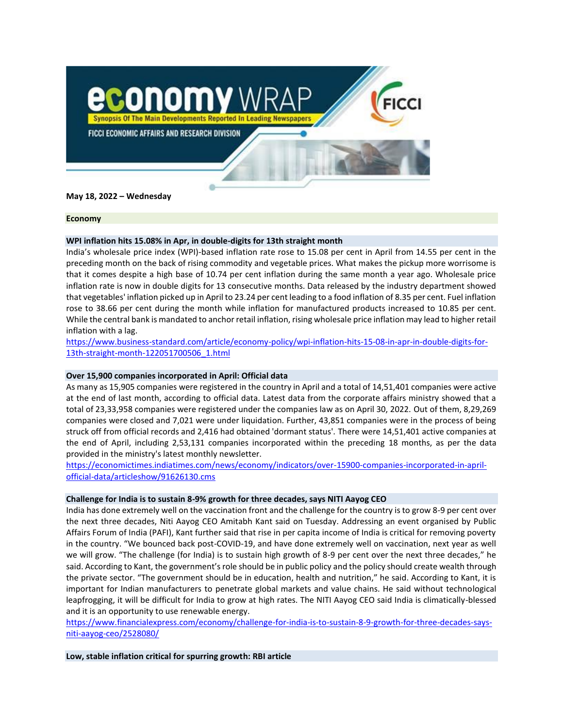# economy WRAP

Synopsis Of The Main Developments Reported In Leading Newspapers

FICCI ECONOMIC AFFAIRS AND RESEARCH DIVISION

**May 18, 2022 – Wednesday**

## Economy

### WPI inflation hits 15.08% in Apr, in double-digits for 13th straight month

India's wholesale price index (WPI)-based inflation rate rose to 15.08 per cent in April from 14.55 per cent in the preceding month on the back of rising commodity and vegetable prices. What makes the pickup more worrisome is that it comes despite a high base of 10.74 per cent inflation during the same month a year ago. Wholesale price inflation rate is now in double digits for 13 consecutive months. Data released by the industry department showed that vegetables' inflation picked up in April to 23.24 per cent leading to a food inflation of 8.35 per cent. Fuel inflation rose to 38.66 per cent during the month while inflation for manufactured products increased to 10.85 per cent. While the central bank is mandated to anchor retail inflation, rising wholesale price inflation may lead to higher retail inflation with a lag.

https://www.business-standard.com/article/economy-policy/wpi-inflation-hits-15-08-in-apr-in-double-digits-for-13th-straight-month-122051700506_1.html

### Over 15,900 companies incorporated in April: Official data

As many as 15,905 companies were registered in the country in April and a total of 14,51,401 companies were active at the end of last month, according to official data. Latest data from the corporate affairs ministry showed that a total of 23,33,958 companies were registered under the companies law as on April 30, 2022. Out of them, 8,29,269 companies were closed and 7,021 were under liquidation. Further, 43,851 companies were in the process of being struck off from official records and 2,416 had obtained 'dormant status'. There were 14,51,401 active companies at the end of April, including 2,53,131 companies incorporated within the preceding 18 months, as per the data provided in the ministry's latest monthly newsletter.

https://economictimes.indiatimes.com/news/economy/indicators/over-15900-companies-incorporated-in-april-official-data/articleshow/91626130.cms

### Challenge for India is to sustain 8-9% growth for three decades, says NITI Aayog CEO

India has done extremely well on the vaccination front and the challenge for the country is to grow 8-9 per cent over the next three decades, Niti Aayog CEO Amitabh Kant said on Tuesday. Addressing an event organised by Public Affairs Forum of India (PAFI), Kant further said that rise in per capita income of India is critical for removing poverty in the country. "We bounced back post-COVID-19, and have done extremely well on vaccination, next year as well we will grow. "The challenge (for India) is to sustain high growth of 8-9 per cent over the next three decades," he said. According to Kant, the government's role should be in public policy and the policy should create wealth through the private sector. "The government should be in education, health and nutrition," he said. According to Kant, it is important for Indian manufacturers to penetrate global markets and value chains. He said without technological leapfrogging, it will be difficult for India to grow at high rates. The NITI Aayog CEO said India is climatically-blessed and it is an opportunity to use renewable energy.

https://www.financialexpress.com/economy/challenge-for-india-is-to-sustain-8-9-growth-for-three-decades-says-niti-aayog-ceo/2528080/

### Low, stable inflation critical for spurring growth: RBI article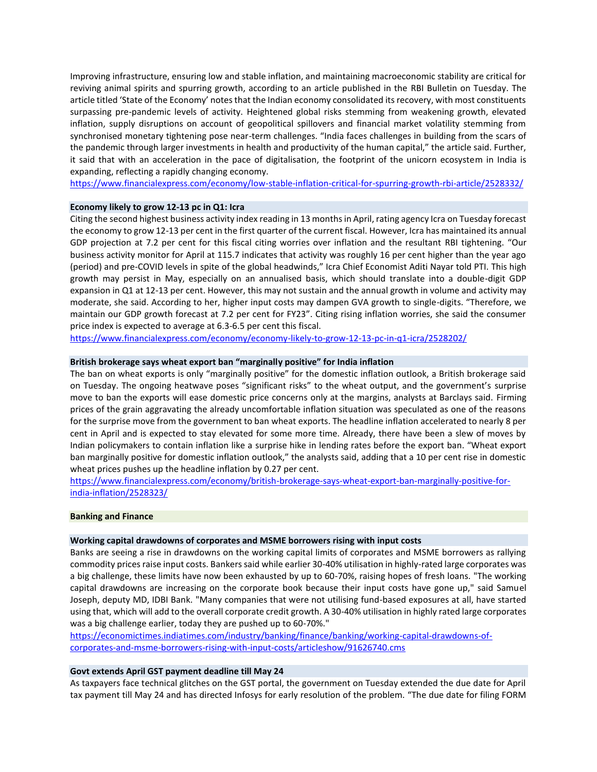Improving infrastructure, ensuring low and stable inflation, and maintaining macroeconomic stability are critical for reviving animal spirits and spurring growth, according to an article published in the RBI Bulletin on Tuesday. The article titled 'State of the Economy' notes that the Indian economy consolidated its recovery, with most constituents surpassing pre-pandemic levels of activity. Heightened global risks stemming from weakening growth, elevated inflation, supply disruptions on account of geopolitical spillovers and financial market volatility stemming from synchronised monetary tightening pose near-term challenges. "India faces challenges in building from the scars of the pandemic through larger investments in health and productivity of the human capital," the article said. Further, it said that with an acceleration in the pace of digitalisation, the footprint of the unicorn ecosystem in India is expanding, reflecting a rapidly changing economy.
https://www.financialexpress.com/economy/low-stable-inflation-critical-for-spurring-growth-rbi-article/2528332/

**Economy likely to grow 12-13 pc in Q1: Icra**

Citing the second highest business activity index reading in 13 months in April, rating agency Icra on Tuesday forecast the economy to grow 12-13 per cent in the first quarter of the current fiscal. However, Icra has maintained its annual GDP projection at 7.2 per cent for this fiscal citing worries over inflation and the resultant RBI tightening. "Our business activity monitor for April at 115.7 indicates that activity was roughly 16 per cent higher than the year ago (period) and pre-COVID levels in spite of the global headwinds," Icra Chief Economist Aditi Nayar told PTI. This high growth may persist in May, especially on an annualised basis, which should translate into a double-digit GDP expansion in Q1 at 12-13 per cent. However, this may not sustain and the annual growth in volume and activity may moderate, she said. According to her, higher input costs may dampen GVA growth to single-digits. "Therefore, we maintain our GDP growth forecast at 7.2 per cent for FY23". Citing rising inflation worries, she said the consumer price index is expected to average at 6.3-6.5 per cent this fiscal.
https://www.financialexpress.com/economy/economy-likely-to-grow-12-13-pc-in-q1-icra/2528202/

**British brokerage says wheat export ban "marginally positive" for India inflation**

The ban on wheat exports is only "marginally positive" for the domestic inflation outlook, a British brokerage said on Tuesday. The ongoing heatwave poses "significant risks" to the wheat output, and the government's surprise move to ban the exports will ease domestic price concerns only at the margins, analysts at Barclays said. Firming prices of the grain aggravating the already uncomfortable inflation situation was speculated as one of the reasons for the surprise move from the government to ban wheat exports. The headline inflation accelerated to nearly 8 per cent in April and is expected to stay elevated for some more time. Already, there have been a slew of moves by Indian policymakers to contain inflation like a surprise hike in lending rates before the export ban. "Wheat export ban marginally positive for domestic inflation outlook," the analysts said, adding that a 10 per cent rise in domestic wheat prices pushes up the headline inflation by 0.27 per cent.
https://www.financialexpress.com/economy/british-brokerage-says-wheat-export-ban-marginally-positive-for-india-inflation/2528323/

## Banking and Finance

**Working capital drawdowns of corporates and MSME borrowers rising with input costs**

Banks are seeing a rise in drawdowns on the working capital limits of corporates and MSME borrowers as rallying commodity prices raise input costs. Bankers said while earlier 30-40% utilisation in highly-rated large corporates was a big challenge, these limits have now been exhausted by up to 60-70%, raising hopes of fresh loans. "The working capital drawdowns are increasing on the corporate book because their input costs have gone up," said Samuel Joseph, deputy MD, IDBI Bank. "Many companies that were not utilising fund-based exposures at all, have started using that, which will add to the overall corporate credit growth. A 30-40% utilisation in highly rated large corporates was a big challenge earlier, today they are pushed up to 60-70%."
https://economictimes.indiatimes.com/industry/banking/finance/banking/working-capital-drawdowns-of-corporates-and-msme-borrowers-rising-with-input-costs/articleshow/91626740.cms

**Govt extends April GST payment deadline till May 24**

As taxpayers face technical glitches on the GST portal, the government on Tuesday extended the due date for April tax payment till May 24 and has directed Infosys for early resolution of the problem. "The due date for filing FORM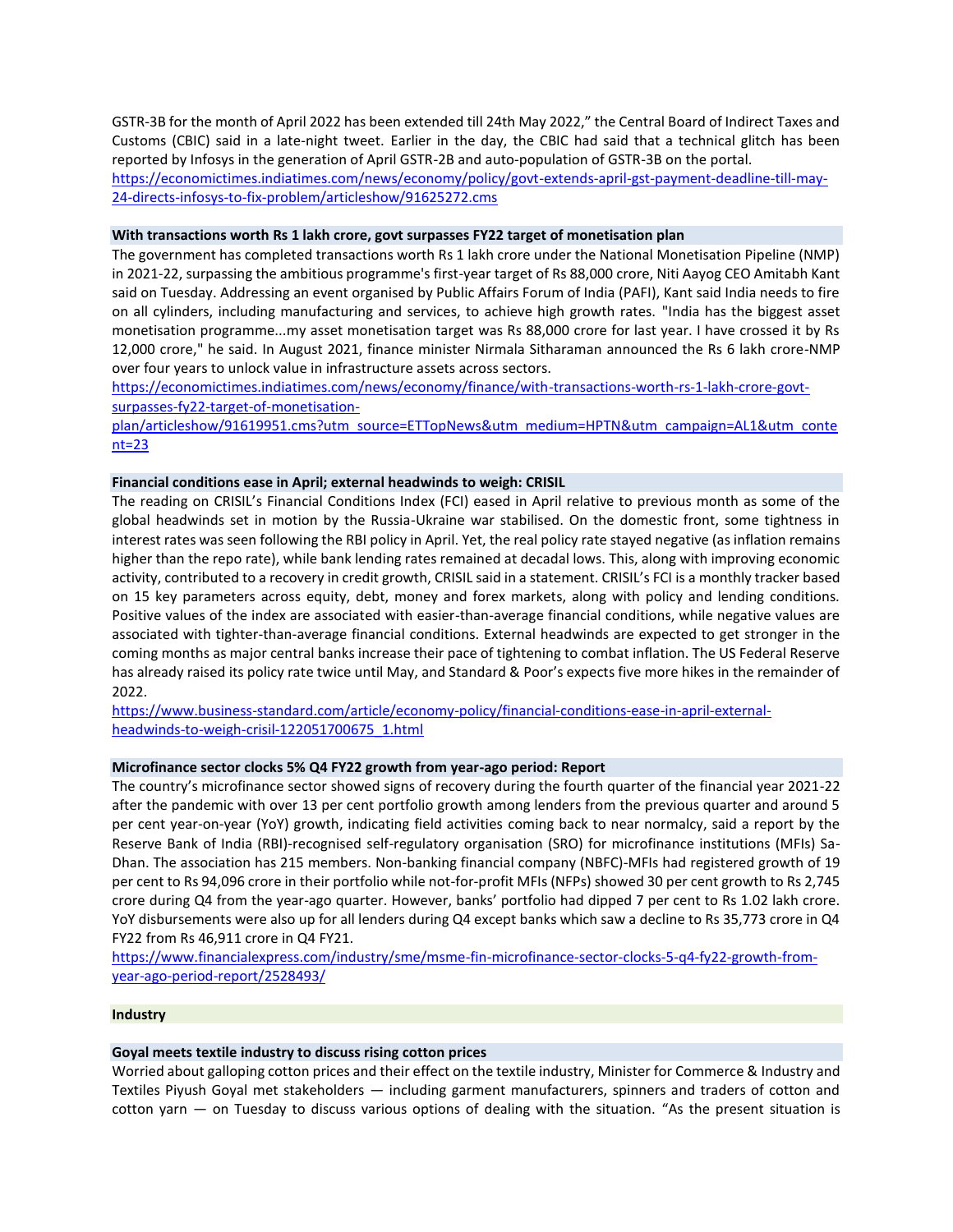GSTR-3B for the month of April 2022 has been extended till 24th May 2022," the Central Board of Indirect Taxes and Customs (CBIC) said in a late-night tweet. Earlier in the day, the CBIC had said that a technical glitch has been reported by Infosys in the generation of April GSTR-2B and auto-population of GSTR-3B on the portal.
https://economictimes.indiatimes.com/news/economy/policy/govt-extends-april-gst-payment-deadline-till-may-24-directs-infosys-to-fix-problem/articleshow/91625272.cms

**With transactions worth Rs 1 lakh crore, govt surpasses FY22 target of monetisation plan**

The government has completed transactions worth Rs 1 lakh crore under the National Monetisation Pipeline (NMP) in 2021-22, surpassing the ambitious programme's first-year target of Rs 88,000 crore, Niti Aayog CEO Amitabh Kant said on Tuesday. Addressing an event organised by Public Affairs Forum of India (PAFI), Kant said India needs to fire on all cylinders, including manufacturing and services, to achieve high growth rates. "India has the biggest asset monetisation programme...my asset monetisation target was Rs 88,000 crore for last year. I have crossed it by Rs 12,000 crore," he said. In August 2021, finance minister Nirmala Sitharaman announced the Rs 6 lakh crore-NMP over four years to unlock value in infrastructure assets across sectors.
https://economictimes.indiatimes.com/news/economy/finance/with-transactions-worth-rs-1-lakh-crore-govt-surpasses-fy22-target-of-monetisation-plan/articleshow/91619951.cms?utm_source=ETTopNews&utm_medium=HPTN&utm_campaign=AL1&utm_content=23

**Financial conditions ease in April; external headwinds to weigh: CRISIL**

The reading on CRISIL's Financial Conditions Index (FCI) eased in April relative to previous month as some of the global headwinds set in motion by the Russia-Ukraine war stabilised. On the domestic front, some tightness in interest rates was seen following the RBI policy in April. Yet, the real policy rate stayed negative (as inflation remains higher than the repo rate), while bank lending rates remained at decadal lows. This, along with improving economic activity, contributed to a recovery in credit growth, CRISIL said in a statement. CRISIL's FCI is a monthly tracker based on 15 key parameters across equity, debt, money and forex markets, along with policy and lending conditions. Positive values of the index are associated with easier-than-average financial conditions, while negative values are associated with tighter-than-average financial conditions. External headwinds are expected to get stronger in the coming months as major central banks increase their pace of tightening to combat inflation. The US Federal Reserve has already raised its policy rate twice until May, and Standard & Poor's expects five more hikes in the remainder of 2022.
https://www.business-standard.com/article/economy-policy/financial-conditions-ease-in-april-external-headwinds-to-weigh-crisil-122051700675_1.html

**Microfinance sector clocks 5% Q4 FY22 growth from year-ago period: Report**

The country's microfinance sector showed signs of recovery during the fourth quarter of the financial year 2021-22 after the pandemic with over 13 per cent portfolio growth among lenders from the previous quarter and around 5 per cent year-on-year (YoY) growth, indicating field activities coming back to near normalcy, said a report by the Reserve Bank of India (RBI)-recognised self-regulatory organisation (SRO) for microfinance institutions (MFIs) Sa-Dhan. The association has 215 members. Non-banking financial company (NBFC)-MFIs had registered growth of 19 per cent to Rs 94,096 crore in their portfolio while not-for-profit MFIs (NFPs) showed 30 per cent growth to Rs 2,745 crore during Q4 from the year-ago quarter. However, banks' portfolio had dipped 7 per cent to Rs 1.02 lakh crore. YoY disbursements were also up for all lenders during Q4 except banks which saw a decline to Rs 35,773 crore in Q4 FY22 from Rs 46,911 crore in Q4 FY21.
https://www.financialexpress.com/industry/sme/msme-fin-microfinance-sector-clocks-5-q4-fy22-growth-from-year-ago-period-report/2528493/

## Industry

**Goyal meets textile industry to discuss rising cotton prices**

Worried about galloping cotton prices and their effect on the textile industry, Minister for Commerce & Industry and Textiles Piyush Goyal met stakeholders — including garment manufacturers, spinners and traders of cotton and cotton yarn — on Tuesday to discuss various options of dealing with the situation. "As the present situation is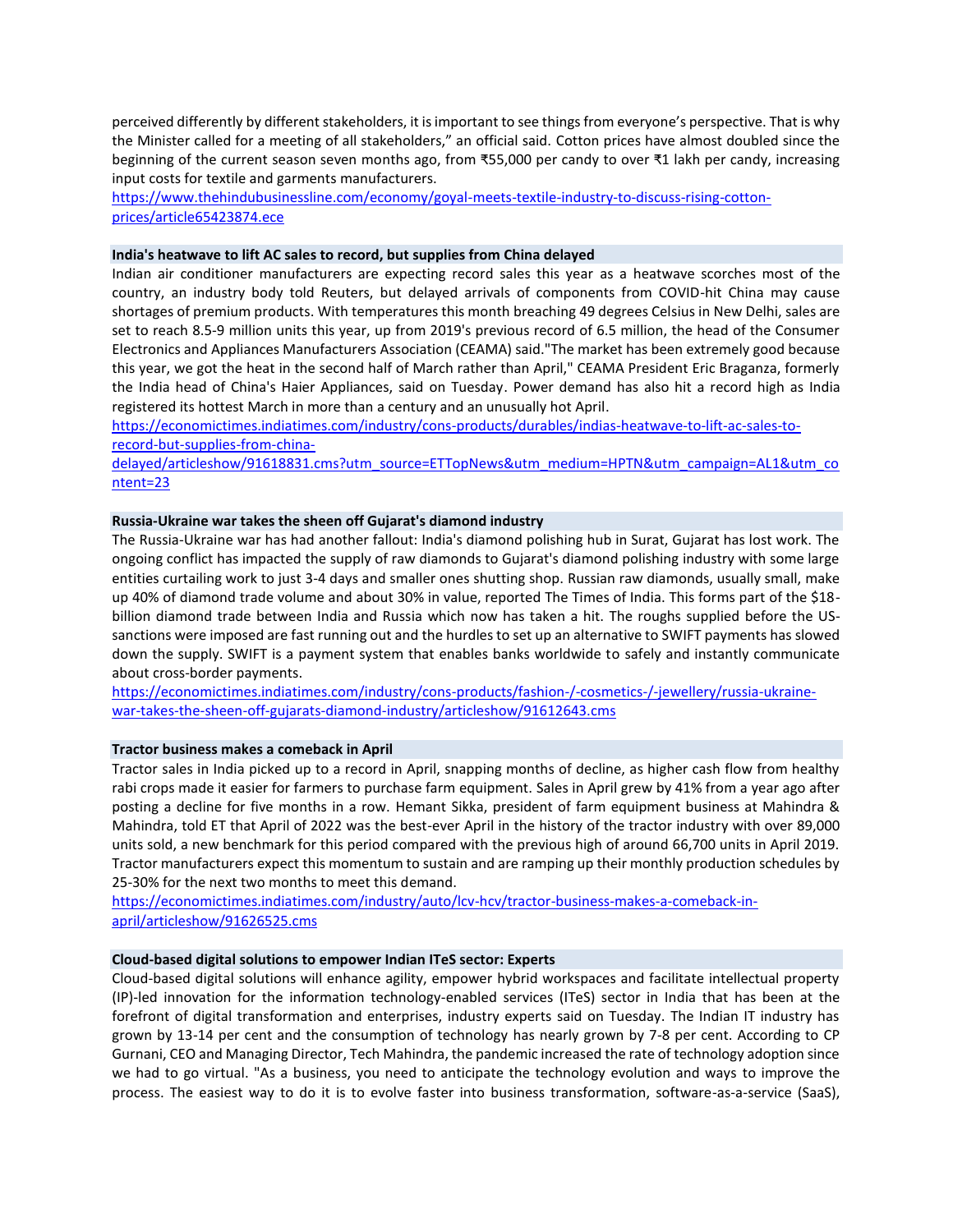perceived differently by different stakeholders, it is important to see things from everyone's perspective. That is why the Minister called for a meeting of all stakeholders," an official said. Cotton prices have almost doubled since the beginning of the current season seven months ago, from ₹55,000 per candy to over ₹1 lakh per candy, increasing input costs for textile and garments manufacturers.
https://www.thehindubusinessline.com/economy/goyal-meets-textile-industry-to-discuss-rising-cotton-prices/article65423874.ece

**India's heatwave to lift AC sales to record, but supplies from China delayed**

Indian air conditioner manufacturers are expecting record sales this year as a heatwave scorches most of the country, an industry body told Reuters, but delayed arrivals of components from COVID-hit China may cause shortages of premium products. With temperatures this month breaching 49 degrees Celsius in New Delhi, sales are set to reach 8.5-9 million units this year, up from 2019's previous record of 6.5 million, the head of the Consumer Electronics and Appliances Manufacturers Association (CEAMA) said."The market has been extremely good because this year, we got the heat in the second half of March rather than April," CEAMA President Eric Braganza, formerly the India head of China's Haier Appliances, said on Tuesday. Power demand has also hit a record high as India registered its hottest March in more than a century and an unusually hot April.
https://economictimes.indiatimes.com/industry/cons-products/durables/indias-heatwave-to-lift-ac-sales-to-record-but-supplies-from-china-delayed/articleshow/91618831.cms?utm_source=ETTopNews&utm_medium=HPTN&utm_campaign=AL1&utm_content=23

**Russia-Ukraine war takes the sheen off Gujarat's diamond industry**

The Russia-Ukraine war has had another fallout: India's diamond polishing hub in Surat, Gujarat has lost work. The ongoing conflict has impacted the supply of raw diamonds to Gujarat's diamond polishing industry with some large entities curtailing work to just 3-4 days and smaller ones shutting shop. Russian raw diamonds, usually small, make up 40% of diamond trade volume and about 30% in value, reported The Times of India. This forms part of the $18-billion diamond trade between India and Russia which now has taken a hit. The roughs supplied before the US-sanctions were imposed are fast running out and the hurdles to set up an alternative to SWIFT payments has slowed down the supply. SWIFT is a payment system that enables banks worldwide to safely and instantly communicate about cross-border payments.
https://economictimes.indiatimes.com/industry/cons-products/fashion-/-cosmetics-/-jewellery/russia-ukraine-war-takes-the-sheen-off-gujarats-diamond-industry/articleshow/91612643.cms

**Tractor business makes a comeback in April**

Tractor sales in India picked up to a record in April, snapping months of decline, as higher cash flow from healthy rabi crops made it easier for farmers to purchase farm equipment. Sales in April grew by 41% from a year ago after posting a decline for five months in a row. Hemant Sikka, president of farm equipment business at Mahindra & Mahindra, told ET that April of 2022 was the best-ever April in the history of the tractor industry with over 89,000 units sold, a new benchmark for this period compared with the previous high of around 66,700 units in April 2019. Tractor manufacturers expect this momentum to sustain and are ramping up their monthly production schedules by 25-30% for the next two months to meet this demand.
https://economictimes.indiatimes.com/industry/auto/lcv-hcv/tractor-business-makes-a-comeback-in-april/articleshow/91626525.cms

**Cloud-based digital solutions to empower Indian ITeS sector: Experts**

Cloud-based digital solutions will enhance agility, empower hybrid workspaces and facilitate intellectual property (IP)-led innovation for the information technology-enabled services (ITeS) sector in India that has been at the forefront of digital transformation and enterprises, industry experts said on Tuesday. The Indian IT industry has grown by 13-14 per cent and the consumption of technology has nearly grown by 7-8 per cent. According to CP Gurnani, CEO and Managing Director, Tech Mahindra, the pandemic increased the rate of technology adoption since we had to go virtual. "As a business, you need to anticipate the technology evolution and ways to improve the process. The easiest way to do it is to evolve faster into business transformation, software-as-a-service (SaaS),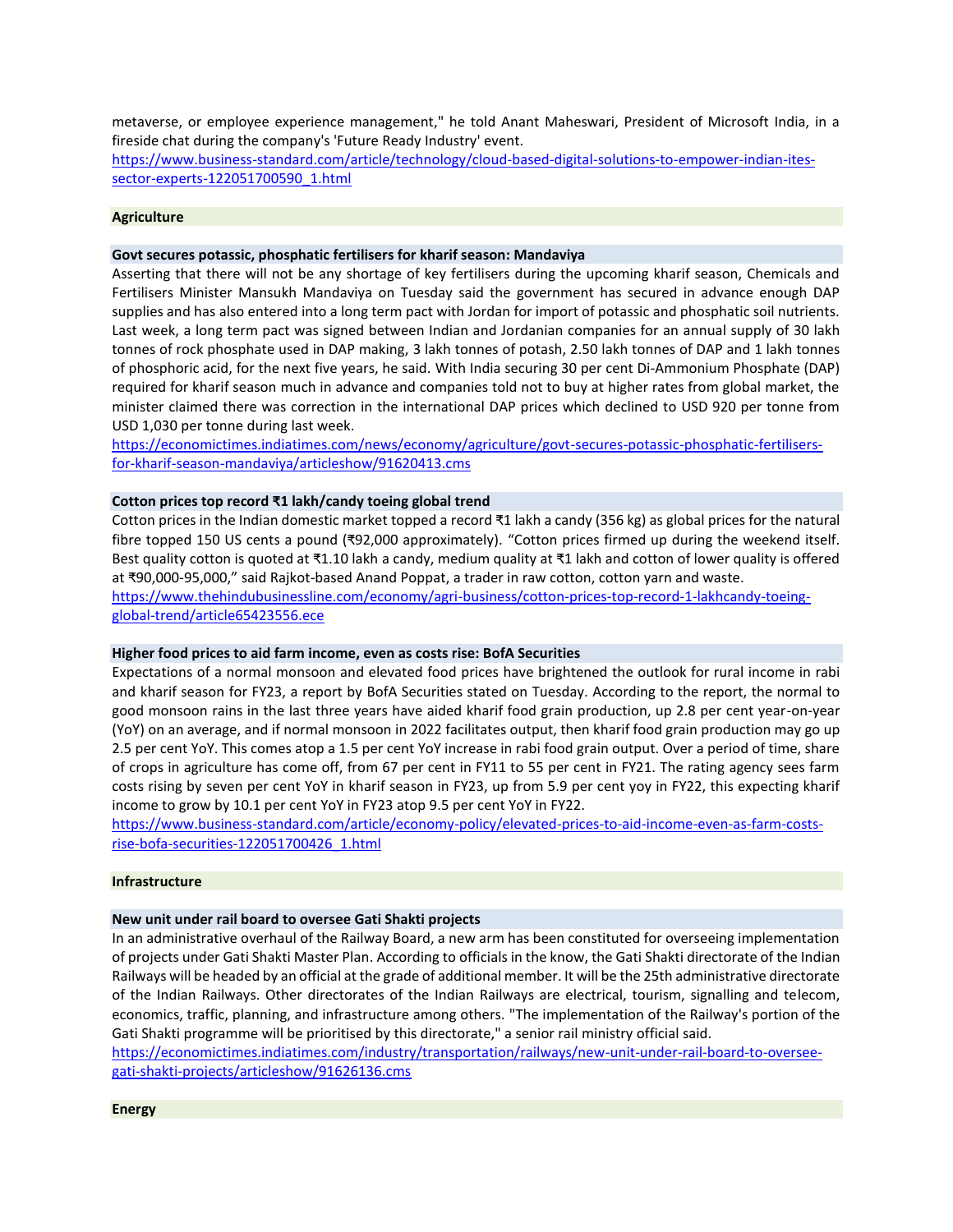metaverse, or employee experience management," he told Anant Maheswari, President of Microsoft India, in a fireside chat during the company's 'Future Ready Industry' event.
https://www.business-standard.com/article/technology/cloud-based-digital-solutions-to-empower-indian-ites-sector-experts-122051700590_1.html

## Agriculture

### Govt secures potassic, phosphatic fertilisers for kharif season: Mandaviya

Asserting that there will not be any shortage of key fertilisers during the upcoming kharif season, Chemicals and Fertilisers Minister Mansukh Mandaviya on Tuesday said the government has secured in advance enough DAP supplies and has also entered into a long term pact with Jordan for import of potassic and phosphatic soil nutrients. Last week, a long term pact was signed between Indian and Jordanian companies for an annual supply of 30 lakh tonnes of rock phosphate used in DAP making, 3 lakh tonnes of potash, 2.50 lakh tonnes of DAP and 1 lakh tonnes of phosphoric acid, for the next five years, he said. With India securing 30 per cent Di-Ammonium Phosphate (DAP) required for kharif season much in advance and companies told not to buy at higher rates from global market, the minister claimed there was correction in the international DAP prices which declined to USD 920 per tonne from USD 1,030 per tonne during last week.
https://economictimes.indiatimes.com/news/economy/agriculture/govt-secures-potassic-phosphatic-fertilisers-for-kharif-season-mandaviya/articleshow/91620413.cms

### Cotton prices top record ₹1 lakh/candy toeing global trend

Cotton prices in the Indian domestic market topped a record ₹1 lakh a candy (356 kg) as global prices for the natural fibre topped 150 US cents a pound (₹92,000 approximately). “Cotton prices firmed up during the weekend itself. Best quality cotton is quoted at ₹1.10 lakh a candy, medium quality at ₹1 lakh and cotton of lower quality is offered at ₹90,000-95,000,” said Rajkot-based Anand Poppat, a trader in raw cotton, cotton yarn and waste.
https://www.thehindubusinessline.com/economy/agri-business/cotton-prices-top-record-1-lakhcandy-toeing-global-trend/article65423556.ece

### Higher food prices to aid farm income, even as costs rise: BofA Securities

Expectations of a normal monsoon and elevated food prices have brightened the outlook for rural income in rabi and kharif season for FY23, a report by BofA Securities stated on Tuesday. According to the report, the normal to good monsoon rains in the last three years have aided kharif food grain production, up 2.8 per cent year-on-year (YoY) on an average, and if normal monsoon in 2022 facilitates output, then kharif food grain production may go up 2.5 per cent YoY. This comes atop a 1.5 per cent YoY increase in rabi food grain output. Over a period of time, share of crops in agriculture has come off, from 67 per cent in FY11 to 55 per cent in FY21. The rating agency sees farm costs rising by seven per cent YoY in kharif season in FY23, up from 5.9 per cent yoy in FY22, this expecting kharif income to grow by 10.1 per cent YoY in FY23 atop 9.5 per cent YoY in FY22.
https://www.business-standard.com/article/economy-policy/elevated-prices-to-aid-income-even-as-farm-costs-rise-bofa-securities-122051700426_1.html

## Infrastructure

### New unit under rail board to oversee Gati Shakti projects

In an administrative overhaul of the Railway Board, a new arm has been constituted for overseeing implementation of projects under Gati Shakti Master Plan. According to officials in the know, the Gati Shakti directorate of the Indian Railways will be headed by an official at the grade of additional member. It will be the 25th administrative directorate of the Indian Railways. Other directorates of the Indian Railways are electrical, tourism, signalling and telecom, economics, traffic, planning, and infrastructure among others. "The implementation of the Railway's portion of the Gati Shakti programme will be prioritised by this directorate," a senior rail ministry official said.
https://economictimes.indiatimes.com/industry/transportation/railways/new-unit-under-rail-board-to-oversee-gati-shakti-projects/articleshow/91626136.cms

## Energy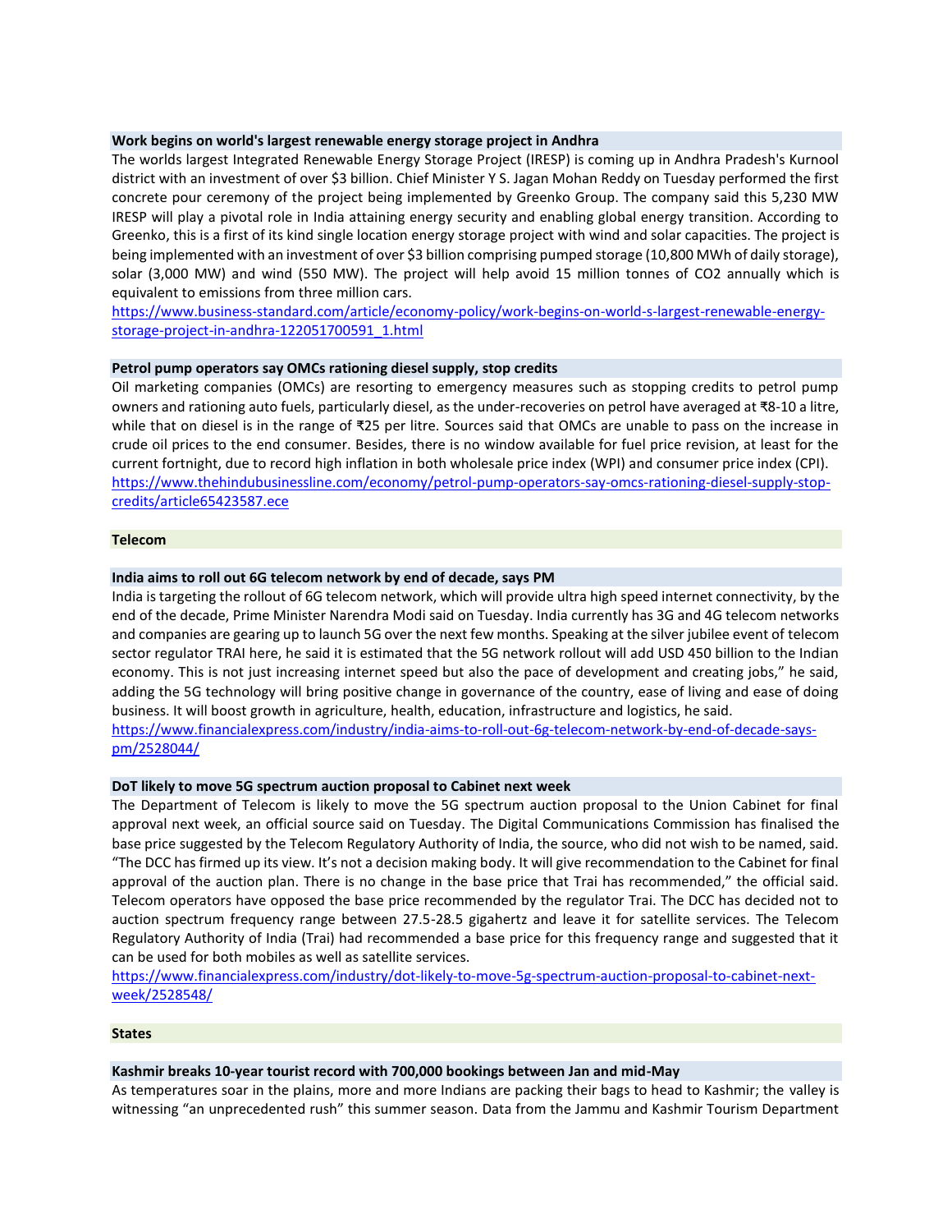**Work begins on world's largest renewable energy storage project in Andhra**

The worlds largest Integrated Renewable Energy Storage Project (IRESP) is coming up in Andhra Pradesh's Kurnool district with an investment of over $3 billion. Chief Minister Y S. Jagan Mohan Reddy on Tuesday performed the first concrete pour ceremony of the project being implemented by Greenko Group. The company said this 5,230 MW IRESP will play a pivotal role in India attaining energy security and enabling global energy transition. According to Greenko, this is a first of its kind single location energy storage project with wind and solar capacities. The project is being implemented with an investment of over $3 billion comprising pumped storage (10,800 MWh of daily storage), solar (3,000 MW) and wind (550 MW). The project will help avoid 15 million tonnes of $CO_2$ annually which is equivalent to emissions from three million cars.

https://www.business-standard.com/article/economy-policy/work-begins-on-world-s-largest-renewable-energy-storage-project-in-andhra-122051700591_1.html

**Petrol pump operators say OMCs rationing diesel supply, stop credits**

Oil marketing companies (OMCs) are resorting to emergency measures such as stopping credits to petrol pump owners and rationing auto fuels, particularly diesel, as the under-recoveries on petrol have averaged at ₹8-10 a litre, while that on diesel is in the range of ₹25 per litre. Sources said that OMCs are unable to pass on the increase in crude oil prices to the end consumer. Besides, there is no window available for fuel price revision, at least for the current fortnight, due to record high inflation in both wholesale price index (WPI) and consumer price index (CPI).

https://www.thehindubusinessline.com/economy/petrol-pump-operators-say-omcs-rationing-diesel-supply-stop-credits/article65423587.ece

**Telecom**

**India aims to roll out 6G telecom network by end of decade, says PM**

India is targeting the rollout of 6G telecom network, which will provide ultra high speed internet connectivity, by the end of the decade, Prime Minister Narendra Modi said on Tuesday. India currently has 3G and 4G telecom networks and companies are gearing up to launch 5G over the next few months. Speaking at the silver jubilee event of telecom sector regulator TRAI here, he said it is estimated that the 5G network rollout will add USD 450 billion to the Indian economy. This is not just increasing internet speed but also the pace of development and creating jobs," he said, adding the 5G technology will bring positive change in governance of the country, ease of living and ease of doing business. It will boost growth in agriculture, health, education, infrastructure and logistics, he said.

https://www.financialexpress.com/industry/india-aims-to-roll-out-6g-telecom-network-by-end-of-decade-says-pm/2528044/

**DoT likely to move 5G spectrum auction proposal to Cabinet next week**

The Department of Telecom is likely to move the 5G spectrum auction proposal to the Union Cabinet for final approval next week, an official source said on Tuesday. The Digital Communications Commission has finalised the base price suggested by the Telecom Regulatory Authority of India, the source, who did not wish to be named, said. "The DCC has firmed up its view. It's not a decision making body. It will give recommendation to the Cabinet for final approval of the auction plan. There is no change in the base price that Trai has recommended," the official said. Telecom operators have opposed the base price recommended by the regulator Trai. The DCC has decided not to auction spectrum frequency range between 27.5-28.5 gigahertz and leave it for satellite services. The Telecom Regulatory Authority of India (Trai) had recommended a base price for this frequency range and suggested that it can be used for both mobiles as well as satellite services.

https://www.financialexpress.com/industry/dot-likely-to-move-5g-spectrum-auction-proposal-to-cabinet-next-week/2528548/

**States**

**Kashmir breaks 10-year tourist record with 700,000 bookings between Jan and mid-May**

As temperatures soar in the plains, more and more Indians are packing their bags to head to Kashmir; the valley is witnessing "an unprecedented rush" this summer season. Data from the Jammu and Kashmir Tourism Department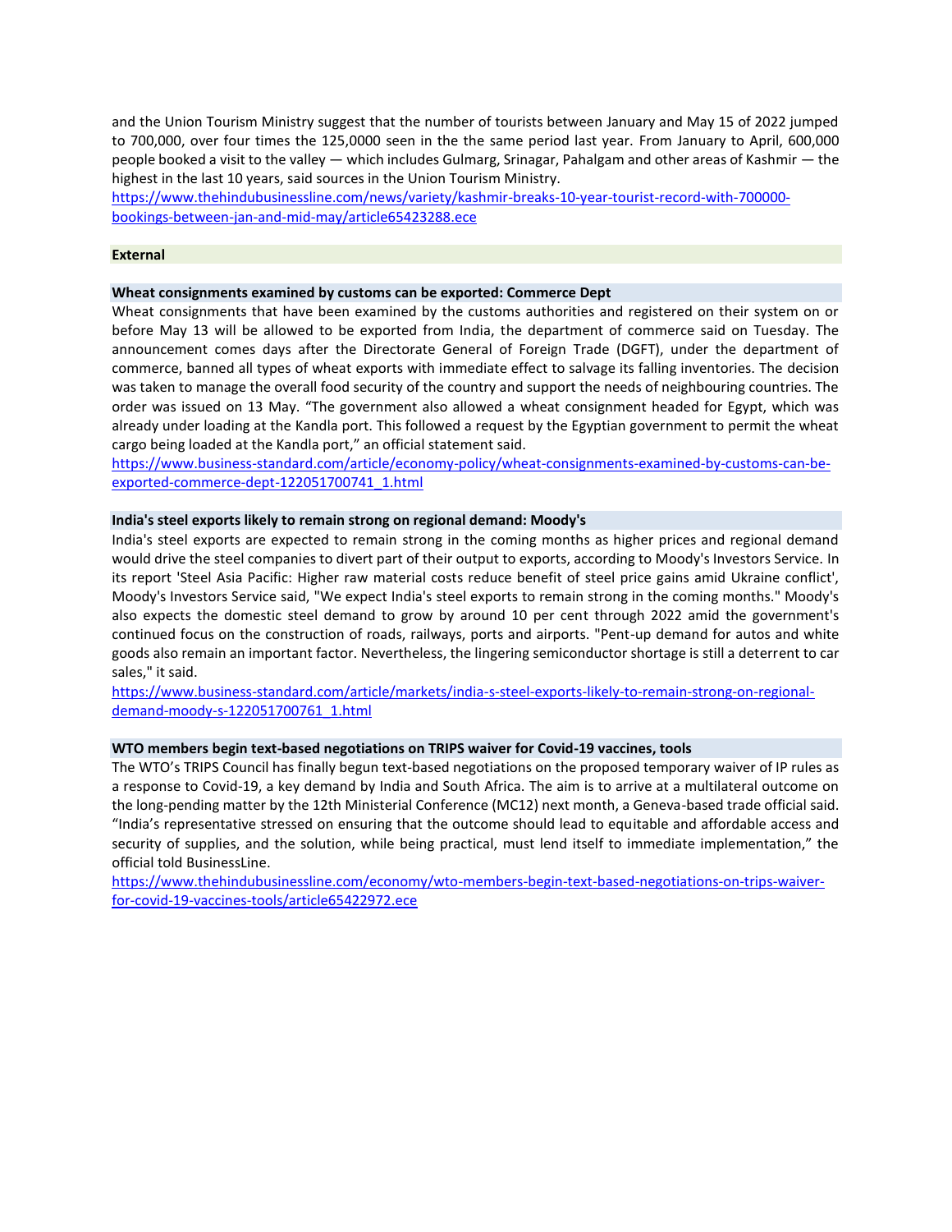and the Union Tourism Ministry suggest that the number of tourists between January and May 15 of 2022 jumped to 700,000, over four times the 125,0000 seen in the the same period last year. From January to April, 600,000 people booked a visit to the valley — which includes Gulmarg, Srinagar, Pahalgam and other areas of Kashmir — the highest in the last 10 years, said sources in the Union Tourism Ministry.
https://www.thehindubusinessline.com/news/variety/kashmir-breaks-10-year-tourist-record-with-700000-bookings-between-jan-and-mid-may/article65423288.ece

## External

### Wheat consignments examined by customs can be exported: Commerce Dept

Wheat consignments that have been examined by the customs authorities and registered on their system on or before May 13 will be allowed to be exported from India, the department of commerce said on Tuesday. The announcement comes days after the Directorate General of Foreign Trade (DGFT), under the department of commerce, banned all types of wheat exports with immediate effect to salvage its falling inventories. The decision was taken to manage the overall food security of the country and support the needs of neighbouring countries. The order was issued on 13 May. "The government also allowed a wheat consignment headed for Egypt, which was already under loading at the Kandla port. This followed a request by the Egyptian government to permit the wheat cargo being loaded at the Kandla port," an official statement said.
https://www.business-standard.com/article/economy-policy/wheat-consignments-examined-by-customs-can-be-exported-commerce-dept-122051700741_1.html

### India's steel exports likely to remain strong on regional demand: Moody's

India's steel exports are expected to remain strong in the coming months as higher prices and regional demand would drive the steel companies to divert part of their output to exports, according to Moody's Investors Service. In its report 'Steel Asia Pacific: Higher raw material costs reduce benefit of steel price gains amid Ukraine conflict', Moody's Investors Service said, "We expect India's steel exports to remain strong in the coming months." Moody's also expects the domestic steel demand to grow by around 10 per cent through 2022 amid the government's continued focus on the construction of roads, railways, ports and airports. "Pent-up demand for autos and white goods also remain an important factor. Nevertheless, the lingering semiconductor shortage is still a deterrent to car sales," it said.
https://www.business-standard.com/article/markets/india-s-steel-exports-likely-to-remain-strong-on-regional-demand-moody-s-122051700761_1.html

### WTO members begin text-based negotiations on TRIPS waiver for Covid-19 vaccines, tools

The WTO's TRIPS Council has finally begun text-based negotiations on the proposed temporary waiver of IP rules as a response to Covid-19, a key demand by India and South Africa. The aim is to arrive at a multilateral outcome on the long-pending matter by the 12th Ministerial Conference (MC12) next month, a Geneva-based trade official said. "India's representative stressed on ensuring that the outcome should lead to equitable and affordable access and security of supplies, and the solution, while being practical, must lend itself to immediate implementation," the official told BusinessLine.
https://www.thehindubusinessline.com/economy/wto-members-begin-text-based-negotiations-on-trips-waiver-for-covid-19-vaccines-tools/article65422972.ece